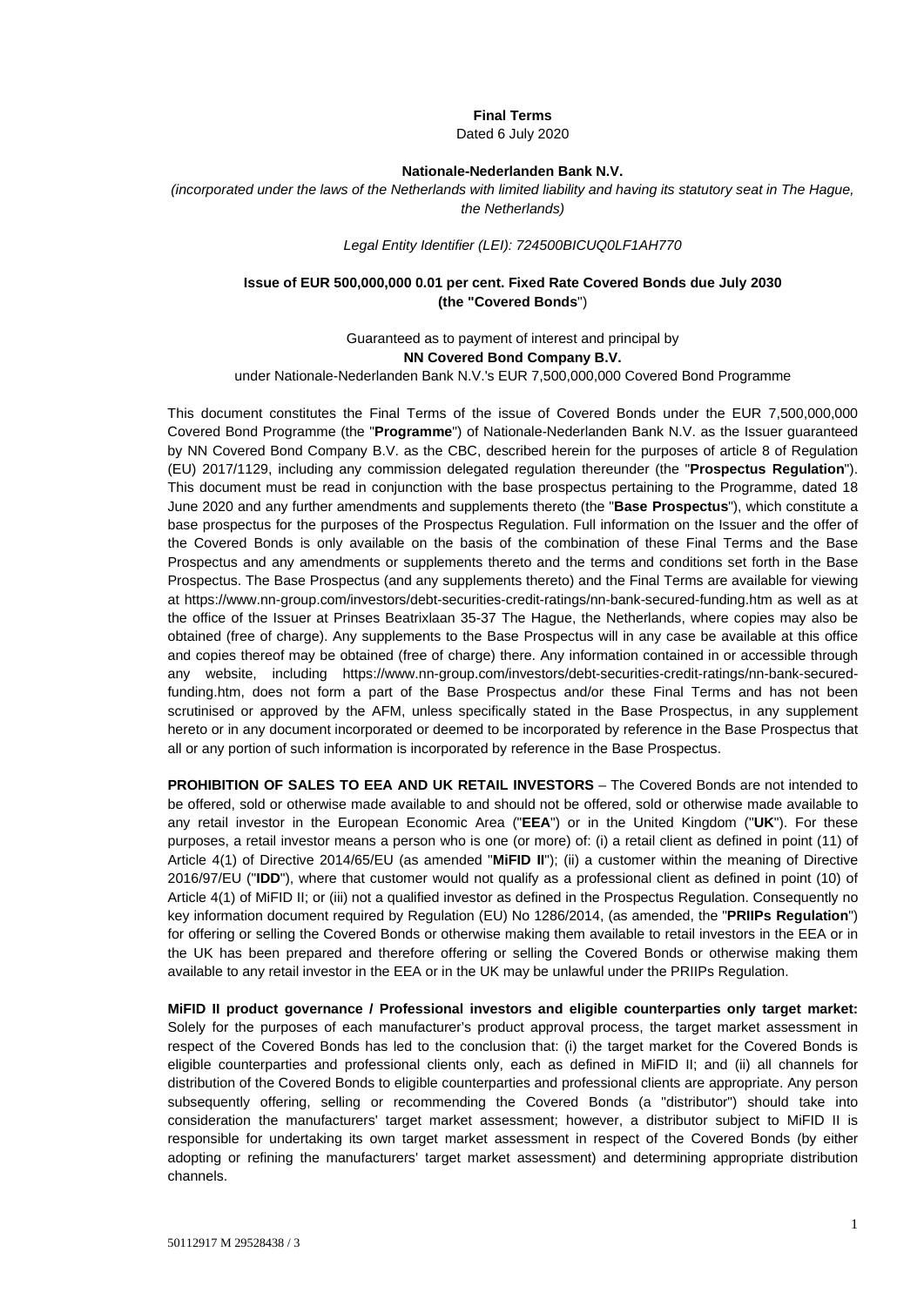**Final Terms**

Dated 6 July 2020

**Nationale-Nederlanden Bank N.V.**

*(incorporated under the laws of the Netherlands with limited liability and having its statutory seat in The Hague, the Netherlands)*

*Legal Entity Identifier (LEI): 724500BICUQ0LF1AH770*

**Issue of EUR 500,000,000 0.01 per cent. Fixed Rate Covered Bonds due July 2030 (the "Covered Bonds")**

Guaranteed as to payment of interest and principal by

**NN Covered Bond Company B.V.**

under Nationale-Nederlanden Bank N.V.'s EUR 7,500,000,000 Covered Bond Programme

This document constitutes the Final Terms of the issue of Covered Bonds under the EUR 7,500,000,000 Covered Bond Programme (the "**Programme**") of Nationale-Nederlanden Bank N.V. as the Issuer guaranteed by NN Covered Bond Company B.V. as the CBC, described herein for the purposes of article 8 of Regulation (EU) 2017/1129, including any commission delegated regulation thereunder (the "**Prospectus Regulation**"). This document must be read in conjunction with the base prospectus pertaining to the Programme, dated 18 June 2020 and any further amendments and supplements thereto (the "**Base Prospectus**"), which constitute a base prospectus for the purposes of the Prospectus Regulation. Full information on the Issuer and the offer of the Covered Bonds is only available on the basis of the combination of these Final Terms and the Base Prospectus and any amendments or supplements thereto and the terms and conditions set forth in the Base Prospectus. The Base Prospectus (and any supplements thereto) and the Final Terms are available for viewing at https://www.nn-group.com/investors/debt-securities-credit-ratings/nn-bank-secured-funding.htm as well as at the office of the Issuer at Prinses Beatrixlaan 35-37 The Hague, the Netherlands, where copies may also be obtained (free of charge). Any supplements to the Base Prospectus will in any case be available at this office and copies thereof may be obtained (free of charge) there. Any information contained in or accessible through any website, including https://www.nn-group.com/investors/debt-securities-credit-ratings/nn-bank-secured-funding.htm, does not form a part of the Base Prospectus and/or these Final Terms and has not been scrutinised or approved by the AFM, unless specifically stated in the Base Prospectus, in any supplement hereto or in any document incorporated or deemed to be incorporated by reference in the Base Prospectus that all or any portion of such information is incorporated by reference in the Base Prospectus.

**PROHIBITION OF SALES TO EEA AND UK RETAIL INVESTORS** – The Covered Bonds are not intended to be offered, sold or otherwise made available to and should not be offered, sold or otherwise made available to any retail investor in the European Economic Area ("**EEA**") or in the United Kingdom ("**UK**"). For these purposes, a retail investor means a person who is one (or more) of: (i) a retail client as defined in point (11) of Article 4(1) of Directive 2014/65/EU (as amended "**MiFID II**"); (ii) a customer within the meaning of Directive 2016/97/EU ("**IDD**"), where that customer would not qualify as a professional client as defined in point (10) of Article 4(1) of MiFID II; or (iii) not a qualified investor as defined in the Prospectus Regulation. Consequently no key information document required by Regulation (EU) No 1286/2014, (as amended, the "**PRIIPs Regulation**") for offering or selling the Covered Bonds or otherwise making them available to retail investors in the EEA or in the UK has been prepared and therefore offering or selling the Covered Bonds or otherwise making them available to any retail investor in the EEA or in the UK may be unlawful under the PRIIPs Regulation.

**MiFID II product governance / Professional investors and eligible counterparties only target market:** Solely for the purposes of each manufacturer's product approval process, the target market assessment in respect of the Covered Bonds has led to the conclusion that: (i) the target market for the Covered Bonds is eligible counterparties and professional clients only, each as defined in MiFID II; and (ii) all channels for distribution of the Covered Bonds to eligible counterparties and professional clients are appropriate. Any person subsequently offering, selling or recommending the Covered Bonds (a "distributor") should take into consideration the manufacturers' target market assessment; however, a distributor subject to MiFID II is responsible for undertaking its own target market assessment in respect of the Covered Bonds (by either adopting or refining the manufacturers' target market assessment) and determining appropriate distribution channels.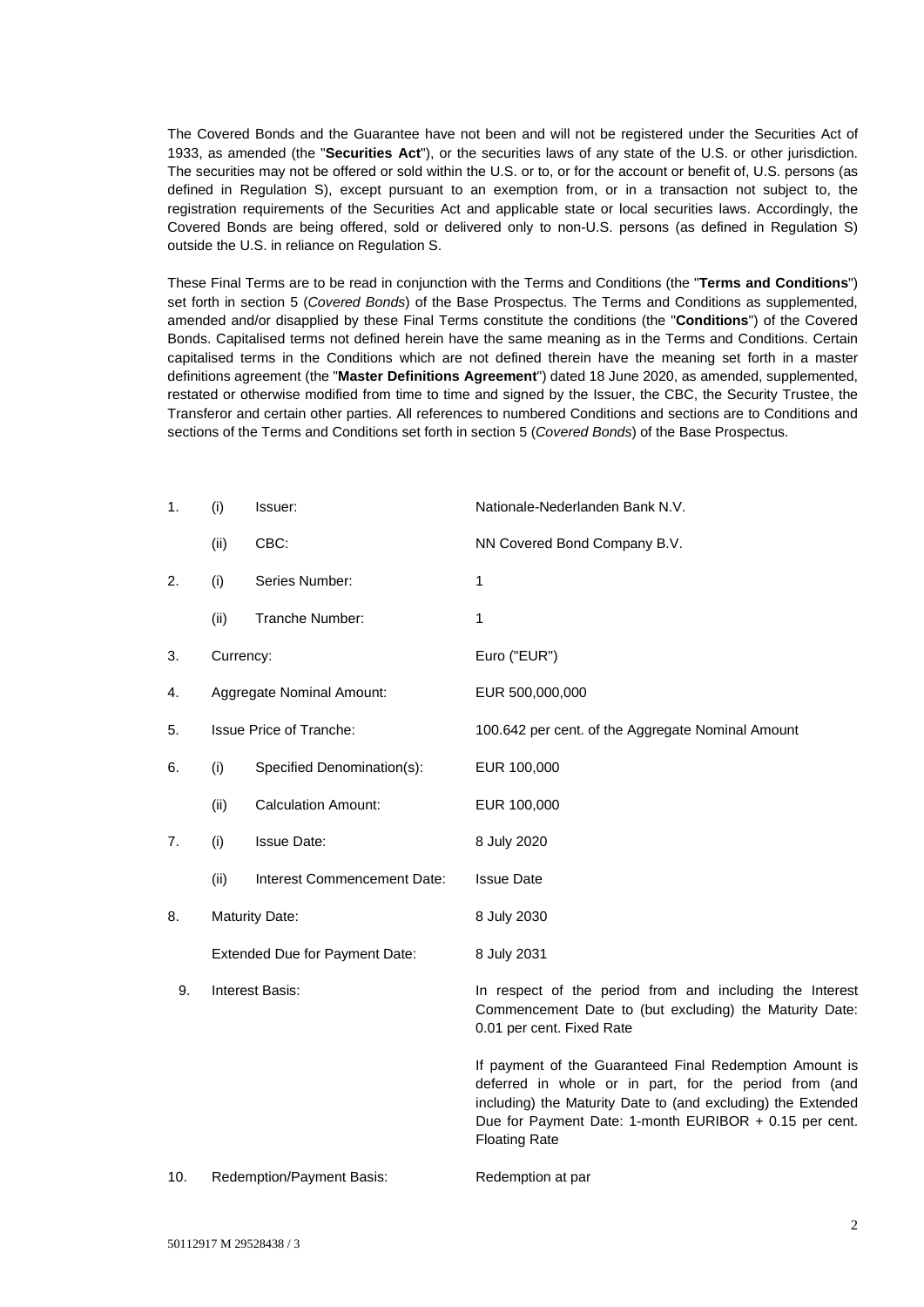The Covered Bonds and the Guarantee have not been and will not be registered under the Securities Act of 1933, as amended (the "**Securities Act**"), or the securities laws of any state of the U.S. or other jurisdiction. The securities may not be offered or sold within the U.S. or to, or for the account or benefit of, U.S. persons (as defined in Regulation S), except pursuant to an exemption from, or in a transaction not subject to, the registration requirements of the Securities Act and applicable state or local securities laws. Accordingly, the Covered Bonds are being offered, sold or delivered only to non-U.S. persons (as defined in Regulation S) outside the U.S. in reliance on Regulation S.

These Final Terms are to be read in conjunction with the Terms and Conditions (the "**Terms and Conditions**") set forth in section 5 (*Covered Bonds*) of the Base Prospectus. The Terms and Conditions as supplemented, amended and/or disapplied by these Final Terms constitute the conditions (the "**Conditions**") of the Covered Bonds. Capitalised terms not defined herein have the same meaning as in the Terms and Conditions. Certain capitalised terms in the Conditions which are not defined therein have the meaning set forth in a master definitions agreement (the "**Master Definitions Agreement**") dated 18 June 2020, as amended, supplemented, restated or otherwise modified from time to time and signed by the Issuer, the CBC, the Security Trustee, the Transferor and certain other parties. All references to numbered Conditions and sections are to Conditions and sections of the Terms and Conditions set forth in section 5 (*Covered Bonds*) of the Base Prospectus.

| | | | |
|---|---|---|---|
| 1. | (i) | Issuer: | Nationale-Nederlanden Bank N.V. |
| | (ii) | CBC: | NN Covered Bond Company B.V. |
| 2. | (i) | Series Number: | 1 |
| | (ii) | Tranche Number: | 1 |
| 3. | Currency: | | Euro ("EUR") |
| 4. | Aggregate Nominal Amount: | | EUR 500,000,000 |
| 5. | Issue Price of Tranche: | | 100.642 per cent. of the Aggregate Nominal Amount |
| 6. | (i) | Specified Denomination(s): | EUR 100,000 |
| | (ii) | Calculation Amount: | EUR 100,000 |
| 7. | (i) | Issue Date: | 8 July 2020 |
| | (ii) | Interest Commencement Date: | Issue Date |
| 8. | Maturity Date: | | 8 July 2030 |
| | Extended Due for Payment Date: | | 8 July 2031 |
| 9. | Interest Basis: | | In respect of the period from and including the Interest Commencement Date to (but excluding) the Maturity Date: 0.01 per cent. Fixed Rate<br><br>If payment of the Guaranteed Final Redemption Amount is deferred in whole or in part, for the period from (and including) the Maturity Date to (and excluding) the Extended Due for Payment Date: 1-month EURIBOR + 0.15 per cent. Floating Rate |
| 10. | Redemption/Payment Basis: | | Redemption at par |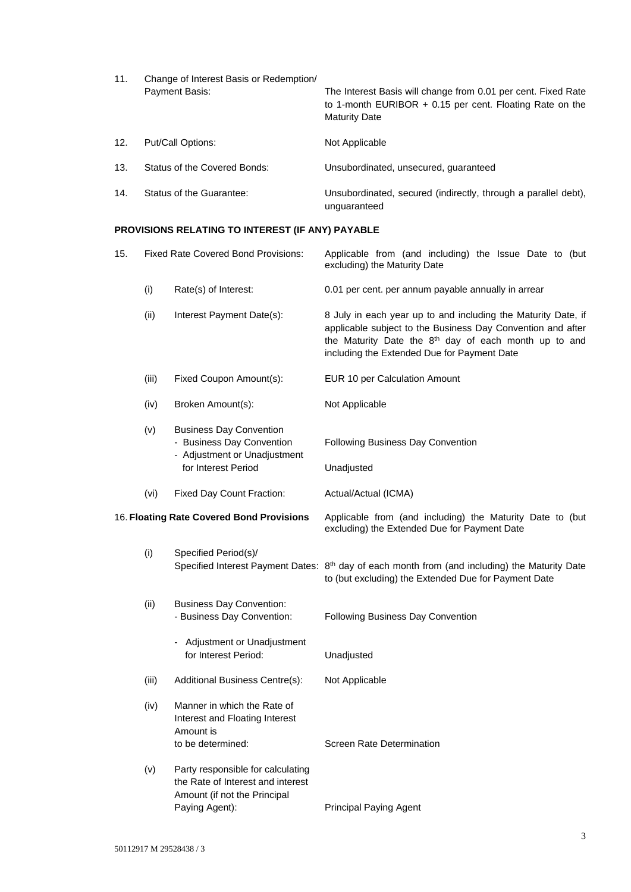| | | | |
|---|---|---|---|
| 11. | Change of Interest Basis or Redemption/ Payment Basis: | | The Interest Basis will change from 0.01 per cent. Fixed Rate to 1-month EURIBOR + 0.15 per cent. Floating Rate on the Maturity Date |
| 12. | Put/Call Options: | | Not Applicable |
| 13. | Status of the Covered Bonds: | | Unsubordinated, unsecured, guaranteed |
| 14. | Status of the Guarantee: | | Unsubordinated, secured (indirectly, through a parallel debt), unguaranteed |

**PROVISIONS RELATING TO INTEREST (IF ANY) PAYABLE**

| | | | |
|---|---|---|---|
| 15. | Fixed Rate Covered Bond Provisions: | | Applicable from (and including) the Issue Date to (but excluding) the Maturity Date |
| | (i) | Rate(s) of Interest: | 0.01 per cent. per annum payable annually in arrear |
| | (ii) | Interest Payment Date(s): | 8 July in each year up to and including the Maturity Date, if applicable subject to the Business Day Convention and after the Maturity Date the 8th day of each month up to and including the Extended Due for Payment Date |
| | (iii) | Fixed Coupon Amount(s): | EUR 10 per Calculation Amount |
| | (iv) | Broken Amount(s): | Not Applicable |
| | (v) | Business Day Convention<br>- Business Day Convention<br>- Adjustment or Unadjustment for Interest Period | <br>Following Business Day Convention<br>Unadjusted |
| | (vi) | Fixed Day Count Fraction: | Actual/Actual (ICMA) |
| 16. | **Floating Rate Covered Bond Provisions** | | Applicable from (and including) the Maturity Date to (but excluding) the Extended Due for Payment Date |
| | (i) | Specified Period(s)/ Specified Interest Payment Dates: | 8th day of each month from (and including) the Maturity Date to (but excluding) the Extended Due for Payment Date |
| | (ii) | Business Day Convention:<br>- Business Day Convention:<br>- Adjustment or Unadjustment for Interest Period: | <br>Following Business Day Convention<br>Unadjusted |
| | (iii) | Additional Business Centre(s): | Not Applicable |
| | (iv) | Manner in which the Rate of Interest and Floating Interest Amount is to be determined: | Screen Rate Determination |
| | (v) | Party responsible for calculating the Rate of Interest and interest Amount (if not the Principal Paying Agent): | Principal Paying Agent |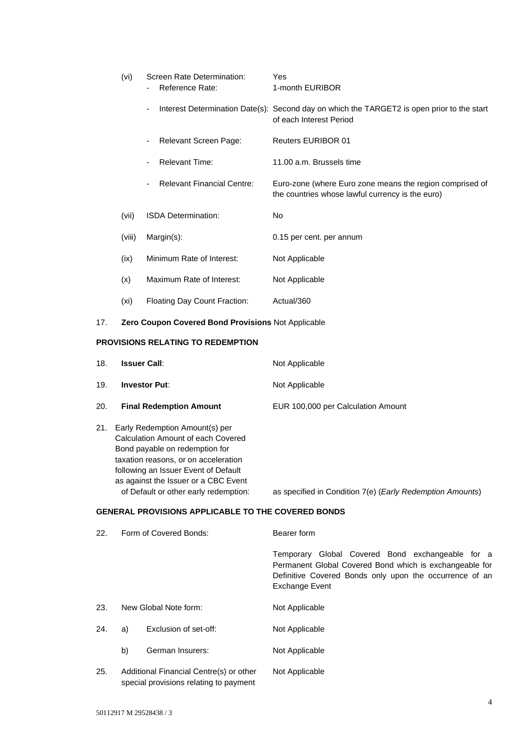| | | | |
|---|---|---|---|
| | (vi) | Screen Rate Determination: | Yes |
| | | - Reference Rate: | 1-month EURIBOR |
| | | - Interest Determination Date(s): | Second day on which the TARGET2 is open prior to the start of each Interest Period |
| | | - Relevant Screen Page: | Reuters EURIBOR 01 |
| | | - Relevant Time: | 11.00 a.m. Brussels time |
| | | - Relevant Financial Centre: | Euro-zone (where Euro zone means the region comprised of the countries whose lawful currency is the euro) |
| | (vii) | ISDA Determination: | No |
| | (viii) | Margin(s): | 0.15 per cent. per annum |
| | (ix) | Minimum Rate of Interest: | Not Applicable |
| | (x) | Maximum Rate of Interest: | Not Applicable |
| | (xi) | Floating Day Count Fraction: | Actual/360 |
| 17. | **Zero Coupon Covered Bond Provisions** | | Not Applicable |

**PROVISIONS RELATING TO REDEMPTION**

| | | |
|---|---|---|
| 18. | **Issuer Call**: | Not Applicable |
| 19. | **Investor Put**: | Not Applicable |
| 20. | **Final Redemption Amount** | EUR 100,000 per Calculation Amount |
| 21. | Early Redemption Amount(s) per Calculation Amount of each Covered Bond payable on redemption for taxation reasons, or on acceleration following an Issuer Event of Default as against the Issuer or a CBC Event of Default or other early redemption: | as specified in Condition 7(e) (*Early Redemption Amounts*) |

**GENERAL PROVISIONS APPLICABLE TO THE COVERED BONDS**

| | | | |
|---|---|---|---|
| 22. | Form of Covered Bonds: | | Bearer form<br><br>Temporary Global Covered Bond exchangeable for a Permanent Global Covered Bond which is exchangeable for Definitive Covered Bonds only upon the occurrence of an Exchange Event |
| 23. | New Global Note form: | | Not Applicable |
| 24. | a) | Exclusion of set-off: | Not Applicable |
| | b) | German Insurers: | Not Applicable |
| 25. | Additional Financial Centre(s) or other special provisions relating to payment | | Not Applicable |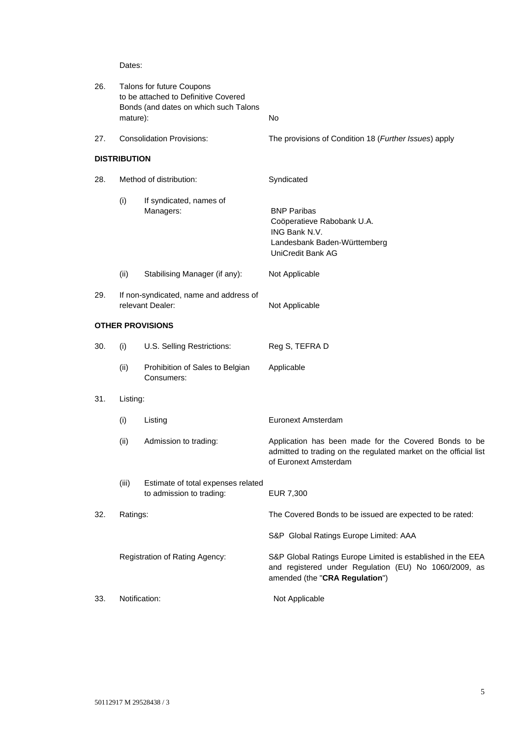Dates:

| | | | |
|---|---|---|---|
| 26. | Talons for future Coupons to be attached to Definitive Covered Bonds (and dates on which such Talons mature): | | No |
| 27. | Consolidation Provisions: | | The provisions of Condition 18 (*Further Issues*) apply |

**DISTRIBUTION**

| | | | |
|---|---|---|---|
| 28. | Method of distribution: | | Syndicated |
| | (i) | If syndicated, names of Managers: | BNP Paribas<br>Coöperatieve Rabobank U.A.<br>ING Bank N.V.<br>Landesbank Baden-Württemberg<br>UniCredit Bank AG |
| | (ii) | Stabilising Manager (if any): | Not Applicable |
| 29. | If non-syndicated, name and address of relevant Dealer: | | Not Applicable |

**OTHER PROVISIONS**

| | | | |
|---|---|---|---|
| 30. | (i) | U.S. Selling Restrictions: | Reg S, TEFRA D |
| | (ii) | Prohibition of Sales to Belgian Consumers: | Applicable |
| 31. | Listing: | | |
| | (i) | Listing | Euronext Amsterdam |
| | (ii) | Admission to trading: | Application has been made for the Covered Bonds to be admitted to trading on the regulated market on the official list of Euronext Amsterdam |
| | (iii) | Estimate of total expenses related to admission to trading: | EUR 7,300 |
| 32. | Ratings: | | The Covered Bonds to be issued are expected to be rated:<br><br>S&P Global Ratings Europe Limited: AAA |
| | Registration of Rating Agency: | | S&P Global Ratings Europe Limited is established in the EEA and registered under Regulation (EU) No 1060/2009, as amended (the "**CRA Regulation**") |
| 33. | Notification: | | Not Applicable |

50112917 M 29528438 / 3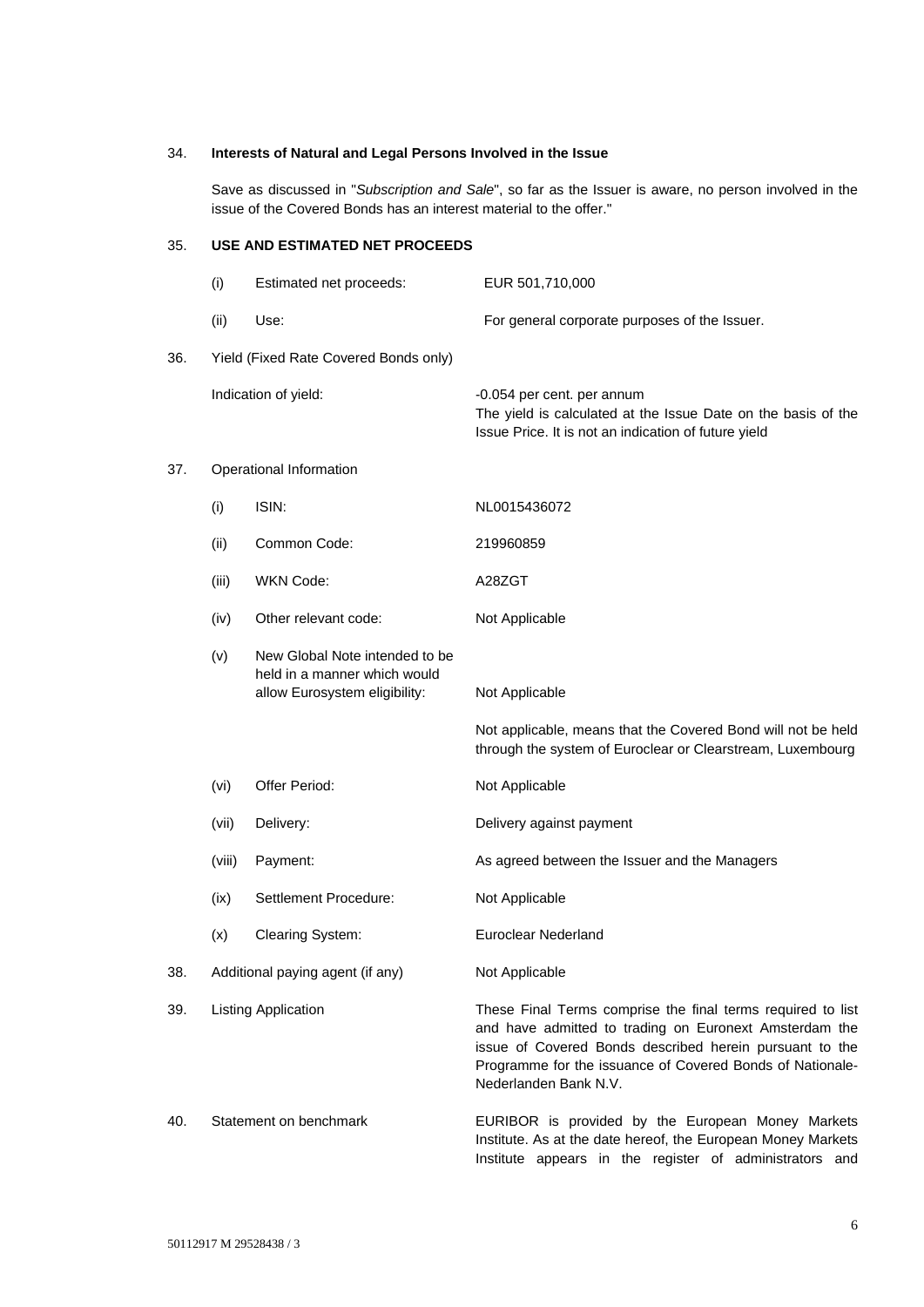34. **Interests of Natural and Legal Persons Involved in the Issue**

    Save as discussed in "*Subscription and Sale*", so far as the Issuer is aware, no person involved in the issue of the Covered Bonds has an interest material to the offer."

35. **USE AND ESTIMATED NET PROCEEDS**

| | | |
|---|---|---|
| (i) | Estimated net proceeds: | EUR 501,710,000 |
| (ii) | Use: | For general corporate purposes of the Issuer. |

36. Yield (Fixed Rate Covered Bonds only)

| | |
|---|---|
| Indication of yield: | -0.054 per cent. per annum<br>The yield is calculated at the Issue Date on the basis of the Issue Price. It is not an indication of future yield |

37. Operational Information

| | | |
|---|---|---|
| (i) | ISIN: | NL0015436072 |
| (ii) | Common Code: | 219960859 |
| (iii) | WKN Code: | A28ZGT |
| (iv) | Other relevant code: | Not Applicable |
| (v) | New Global Note intended to be held in a manner which would allow Eurosystem eligibility: | Not Applicable<br><br>Not applicable, means that the Covered Bond will not be held through the system of Euroclear or Clearstream, Luxembourg |
| (vi) | Offer Period: | Not Applicable |
| (vii) | Delivery: | Delivery against payment |
| (viii) | Payment: | As agreed between the Issuer and the Managers |
| (ix) | Settlement Procedure: | Not Applicable |
| (x) | Clearing System: | Euroclear Nederland |

38. Additional paying agent (if any) — Not Applicable

39. Listing Application — These Final Terms comprise the final terms required to list and have admitted to trading on Euronext Amsterdam the issue of Covered Bonds described herein pursuant to the Programme for the issuance of Covered Bonds of Nationale-Nederlanden Bank N.V.

40. Statement on benchmark — EURIBOR is provided by the European Money Markets Institute. As at the date hereof, the European Money Markets Institute appears in the register of administrators and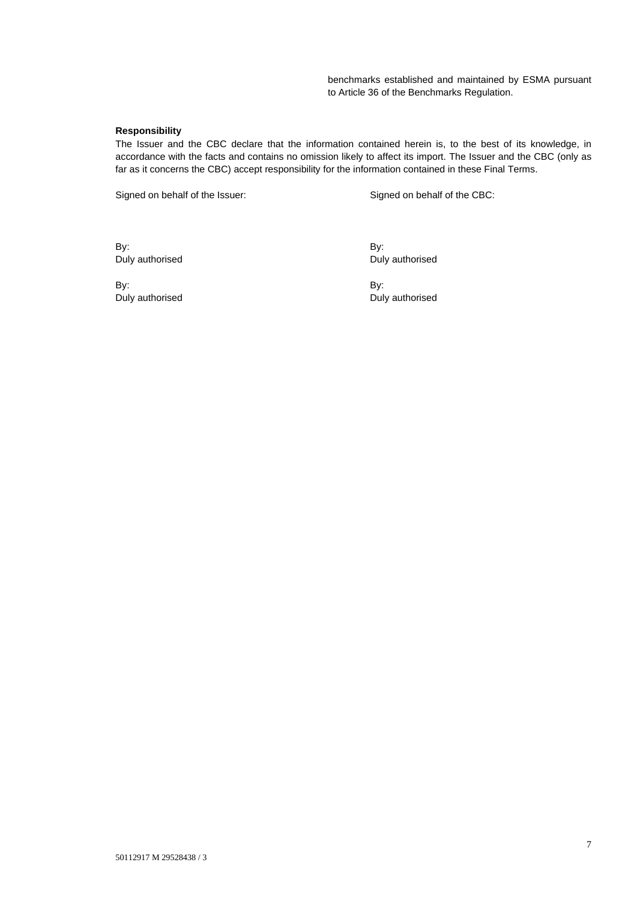benchmarks established and maintained by ESMA pursuant to Article 36 of the Benchmarks Regulation.

**Responsibility**

The Issuer and the CBC declare that the information contained herein is, to the best of its knowledge, in accordance with the facts and contains no omission likely to affect its import. The Issuer and the CBC (only as far as it concerns the CBC) accept responsibility for the information contained in these Final Terms.

Signed on behalf of the Issuer:

By:
Duly authorised

By:
Duly authorised

Signed on behalf of the CBC:

By:
Duly authorised

By:
Duly authorised

50112917 M 29528438 / 3